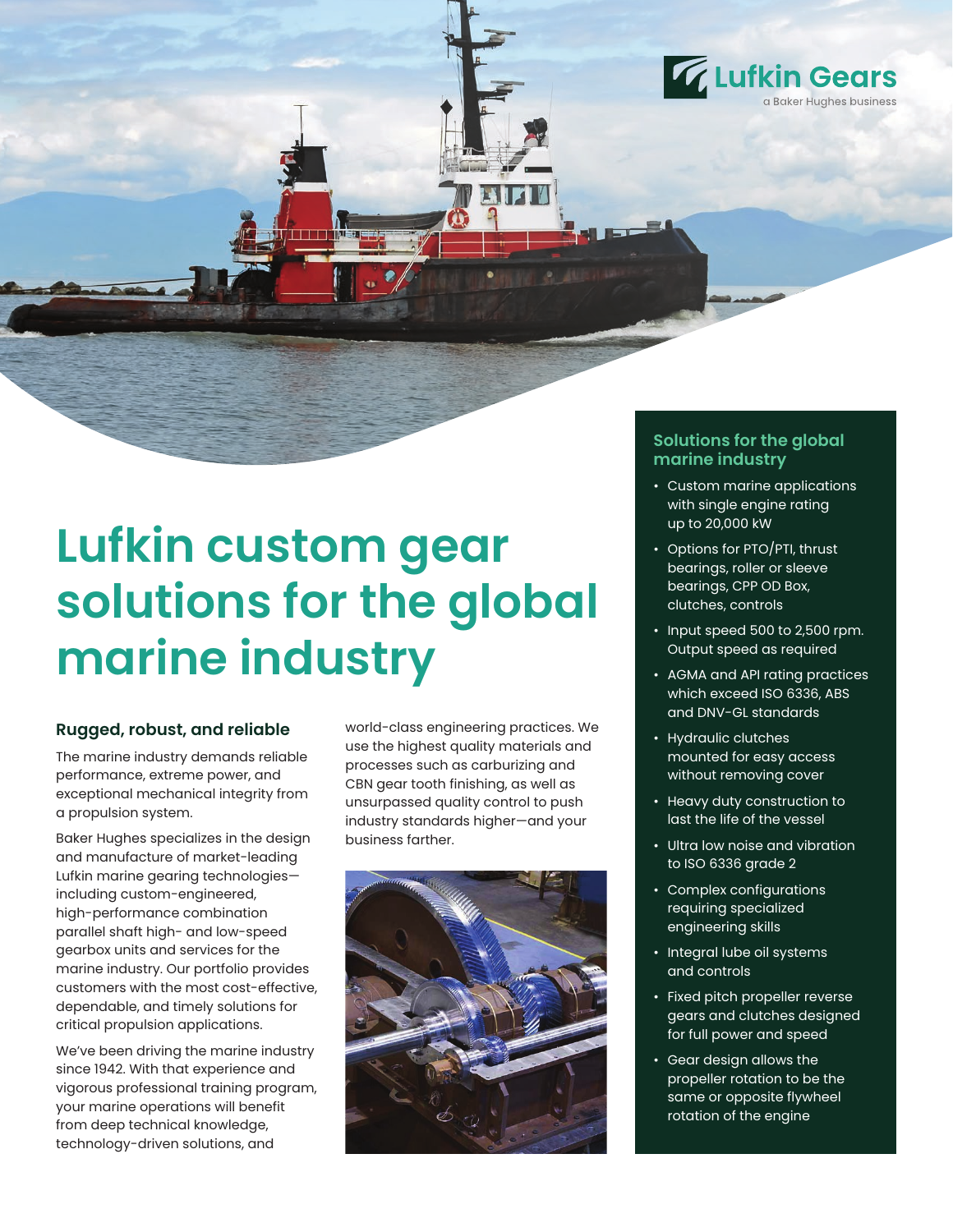Lufkin Gears
a Baker Hughes business

# Lufkin custom gear solutions for the global marine industry

## Rugged, robust, and reliable

The marine industry demands reliable performance, extreme power, and exceptional mechanical integrity from a propulsion system.

Baker Hughes specializes in the design and manufacture of market-leading Lufkin marine gearing technologies—including custom-engineered, high-performance combination parallel shaft high- and low-speed gearbox units and services for the marine industry. Our portfolio provides customers with the most cost-effective, dependable, and timely solutions for critical propulsion applications.

We've been driving the marine industry since 1942. With that experience and vigorous professional training program, your marine operations will benefit from deep technical knowledge, technology-driven solutions, and world-class engineering practices. We use the highest quality materials and processes such as carburizing and CBN gear tooth finishing, as well as unsurpassed quality control to push industry standards higher—and your business farther.

## Solutions for the global marine industry

- Custom marine applications with single engine rating up to 20,000 kW
- Options for PTO/PTI, thrust bearings, roller or sleeve bearings, CPP OD Box, clutches, controls
- Input speed 500 to 2,500 rpm. Output speed as required
- AGMA and API rating practices which exceed ISO 6336, ABS and DNV-GL standards
- Hydraulic clutches mounted for easy access without removing cover
- Heavy duty construction to last the life of the vessel
- Ultra low noise and vibration to ISO 6336 grade 2
- Complex configurations requiring specialized engineering skills
- Integral lube oil systems and controls
- Fixed pitch propeller reverse gears and clutches designed for full power and speed
- Gear design allows the propeller rotation to be the same or opposite flywheel rotation of the engine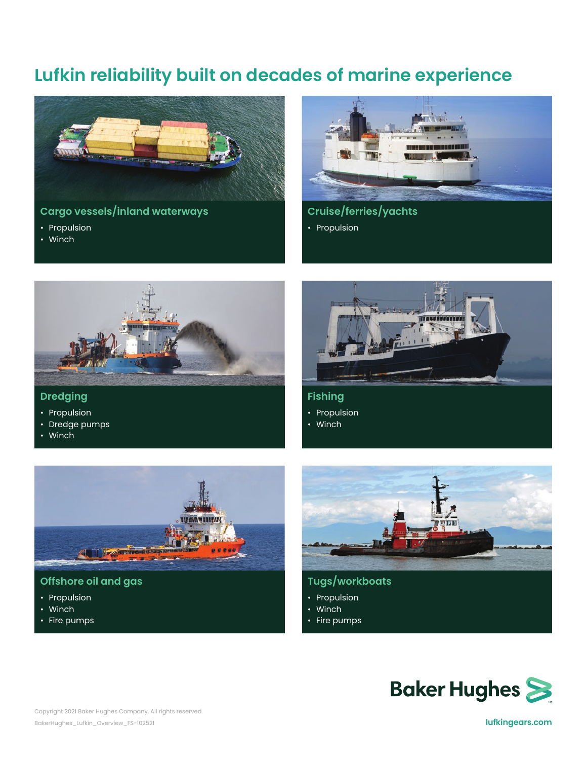# Lufkin reliability built on decades of marine experience

### Cargo vessels/inland waterways

- Propulsion
- Winch

### Cruise/ferries/yachts

- Propulsion

### Dredging

- Propulsion
- Dredge pumps
- Winch

### Fishing

- Propulsion
- Winch

### Offshore oil and gas

- Propulsion
- Winch
- Fire pumps

### Tugs/workboats

- Propulsion
- Winch
- Fire pumps

Baker Hughes

Copyright 2021 Baker Hughes Company. All rights reserved.

BakerHughes_Lufkin_Overview_FS-102521

lufkingears.com